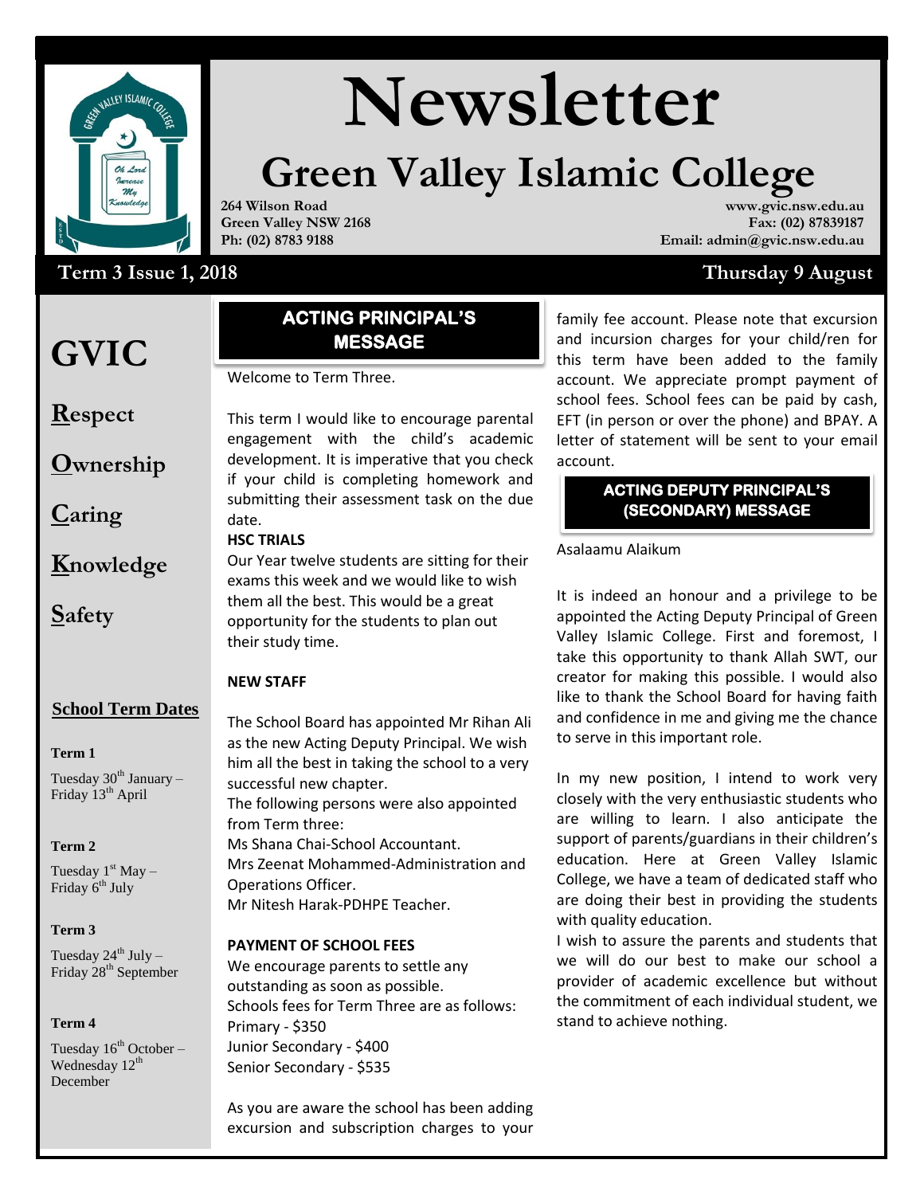# Newsletter

## Green Valley Islamic College

**264 Wilson Road**
**Green Valley NSW 2168**
**Ph: (02) 8783 9188**

**www.gvic.nsw.edu.au**
**Fax: (02) 87839187**
**Email: admin@gvic.nsw.edu.au**

**Term 3 Issue 1, 2018** **Thursday 9 August**

# GVIC

**R**espect

**O**wnership

**C**aring

**K**nowledge

**S**afety

### School Term Dates

**Term 1**

Tuesday 30th January – Friday 13th April

**Term 2**

Tuesday 1st May – Friday 6th July

**Term 3**

Tuesday 24th July – Friday 28th September

**Term 4**

Tuesday 16th October – Wednesday 12th December

## ACTING PRINCIPAL'S MESSAGE

Welcome to Term Three.

This term I would like to encourage parental engagement with the child's academic development. It is imperative that you check if your child is completing homework and submitting their assessment task on the due date.

**HSC TRIALS**

Our Year twelve students are sitting for their exams this week and we would like to wish them all the best. This would be a great opportunity for the students to plan out their study time.

**NEW STAFF**

The School Board has appointed Mr Rihan Ali as the new Acting Deputy Principal. We wish him all the best in taking the school to a very successful new chapter.
The following persons were also appointed from Term three:
Ms Shana Chai-School Accountant.
Mrs Zeenat Mohammed-Administration and Operations Officer.
Mr Nitesh Harak-PDHPE Teacher.

**PAYMENT OF SCHOOL FEES**

We encourage parents to settle any outstanding as soon as possible.
Schools fees for Term Three are as follows:
Primary - $350
Junior Secondary - $400
Senior Secondary - $535

As you are aware the school has been adding excursion and subscription charges to your family fee account. Please note that excursion and incursion charges for your child/ren for this term have been added to the family account. We appreciate prompt payment of school fees. School fees can be paid by cash, EFT (in person or over the phone) and BPAY. A letter of statement will be sent to your email account.

## ACTING DEPUTY PRINCIPAL'S (SECONDARY) MESSAGE

Asalaamu Alaikum

It is indeed an honour and a privilege to be appointed the Acting Deputy Principal of Green Valley Islamic College. First and foremost, I take this opportunity to thank Allah SWT, our creator for making this possible. I would also like to thank the School Board for having faith and confidence in me and giving me the chance to serve in this important role.

In my new position, I intend to work very closely with the very enthusiastic students who are willing to learn. I also anticipate the support of parents/guardians in their children's education. Here at Green Valley Islamic College, we have a team of dedicated staff who are doing their best in providing the students with quality education.
I wish to assure the parents and students that we will do our best to make our school a provider of academic excellence but without the commitment of each individual student, we stand to achieve nothing.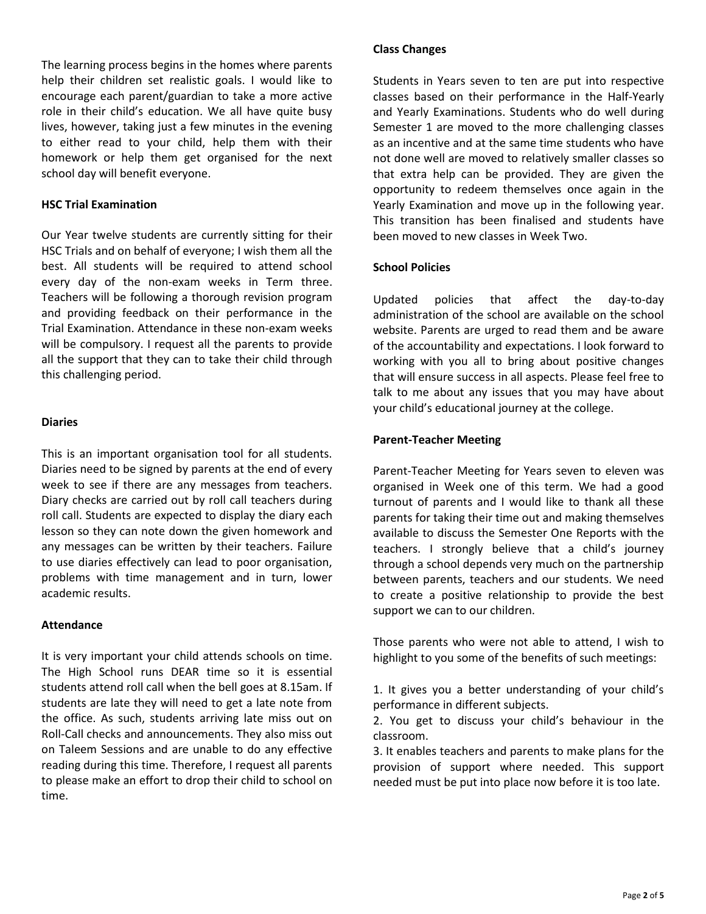The learning process begins in the homes where parents help their children set realistic goals. I would like to encourage each parent/guardian to take a more active role in their child's education. We all have quite busy lives, however, taking just a few minutes in the evening to either read to your child, help them with their homework or help them get organised for the next school day will benefit everyone.

**HSC Trial Examination**

Our Year twelve students are currently sitting for their HSC Trials and on behalf of everyone; I wish them all the best. All students will be required to attend school every day of the non-exam weeks in Term three. Teachers will be following a thorough revision program and providing feedback on their performance in the Trial Examination. Attendance in these non-exam weeks will be compulsory. I request all the parents to provide all the support that they can to take their child through this challenging period.

**Diaries**

This is an important organisation tool for all students. Diaries need to be signed by parents at the end of every week to see if there are any messages from teachers. Diary checks are carried out by roll call teachers during roll call. Students are expected to display the diary each lesson so they can note down the given homework and any messages can be written by their teachers. Failure to use diaries effectively can lead to poor organisation, problems with time management and in turn, lower academic results.

**Attendance**

It is very important your child attends schools on time. The High School runs DEAR time so it is essential students attend roll call when the bell goes at 8.15am. If students are late they will need to get a late note from the office. As such, students arriving late miss out on Roll-Call checks and announcements. They also miss out on Taleem Sessions and are unable to do any effective reading during this time. Therefore, I request all parents to please make an effort to drop their child to school on time.

**Class Changes**

Students in Years seven to ten are put into respective classes based on their performance in the Half-Yearly and Yearly Examinations. Students who do well during Semester 1 are moved to the more challenging classes as an incentive and at the same time students who have not done well are moved to relatively smaller classes so that extra help can be provided. They are given the opportunity to redeem themselves once again in the Yearly Examination and move up in the following year. This transition has been finalised and students have been moved to new classes in Week Two.

**School Policies**

Updated policies that affect the day-to-day administration of the school are available on the school website. Parents are urged to read them and be aware of the accountability and expectations. I look forward to working with you all to bring about positive changes that will ensure success in all aspects. Please feel free to talk to me about any issues that you may have about your child's educational journey at the college.

**Parent-Teacher Meeting**

Parent-Teacher Meeting for Years seven to eleven was organised in Week one of this term. We had a good turnout of parents and I would like to thank all these parents for taking their time out and making themselves available to discuss the Semester One Reports with the teachers. I strongly believe that a child's journey through a school depends very much on the partnership between parents, teachers and our students. We need to create a positive relationship to provide the best support we can to our children.

Those parents who were not able to attend, I wish to highlight to you some of the benefits of such meetings:

1. It gives you a better understanding of your child's performance in different subjects.
2. You get to discuss your child's behaviour in the classroom.
3. It enables teachers and parents to make plans for the provision of support where needed. This support needed must be put into place now before it is too late.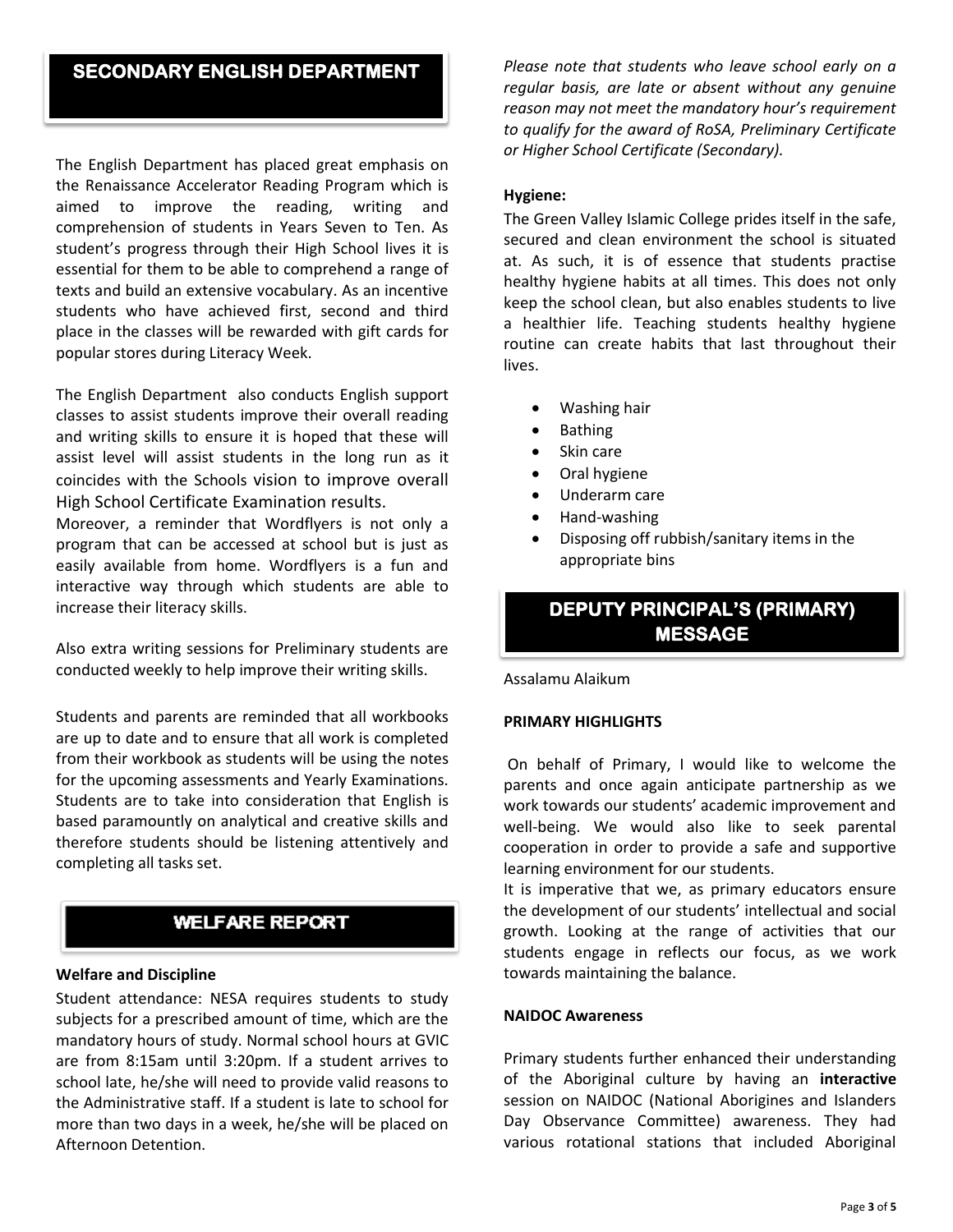## SECONDARY ENGLISH DEPARTMENT

The English Department has placed great emphasis on the Renaissance Accelerator Reading Program which is aimed to improve the reading, writing and comprehension of students in Years Seven to Ten. As student's progress through their High School lives it is essential for them to be able to comprehend a range of texts and build an extensive vocabulary. As an incentive students who have achieved first, second and third place in the classes will be rewarded with gift cards for popular stores during Literacy Week.

The English Department also conducts English support classes to assist students improve their overall reading and writing skills to ensure it is hoped that these will assist level will assist students in the long run as it coincides with the Schools vision to improve overall High School Certificate Examination results.

Moreover, a reminder that Wordflyers is not only a program that can be accessed at school but is just as easily available from home. Wordflyers is a fun and interactive way through which students are able to increase their literacy skills.

Also extra writing sessions for Preliminary students are conducted weekly to help improve their writing skills.

Students and parents are reminded that all workbooks are up to date and to ensure that all work is completed from their workbook as students will be using the notes for the upcoming assessments and Yearly Examinations. Students are to take into consideration that English is based paramountly on analytical and creative skills and therefore students should be listening attentively and completing all tasks set.

## WELFARE REPORT

**Welfare and Discipline**

Student attendance: NESA requires students to study subjects for a prescribed amount of time, which are the mandatory hours of study. Normal school hours at GVIC are from 8:15am until 3:20pm. If a student arrives to school late, he/she will need to provide valid reasons to the Administrative staff. If a student is late to school for more than two days in a week, he/she will be placed on Afternoon Detention.

*Please note that students who leave school early on a regular basis, are late or absent without any genuine reason may not meet the mandatory hour's requirement to qualify for the award of RoSA, Preliminary Certificate or Higher School Certificate (Secondary).*

**Hygiene:**

The Green Valley Islamic College prides itself in the safe, secured and clean environment the school is situated at. As such, it is of essence that students practise healthy hygiene habits at all times. This does not only keep the school clean, but also enables students to live a healthier life. Teaching students healthy hygiene routine can create habits that last throughout their lives.

- Washing hair
- Bathing
- Skin care
- Oral hygiene
- Underarm care
- Hand-washing
- Disposing off rubbish/sanitary items in the appropriate bins

## DEPUTY PRINCIPAL'S (PRIMARY) MESSAGE

Assalamu Alaikum

**PRIMARY HIGHLIGHTS**

On behalf of Primary, I would like to welcome the parents and once again anticipate partnership as we work towards our students' academic improvement and well-being. We would also like to seek parental cooperation in order to provide a safe and supportive learning environment for our students.

It is imperative that we, as primary educators ensure the development of our students' intellectual and social growth. Looking at the range of activities that our students engage in reflects our focus, as we work towards maintaining the balance.

**NAIDOC Awareness**

Primary students further enhanced their understanding of the Aboriginal culture by having an **interactive** session on NAIDOC (National Aborigines and Islanders Day Observance Committee) awareness. They had various rotational stations that included Aboriginal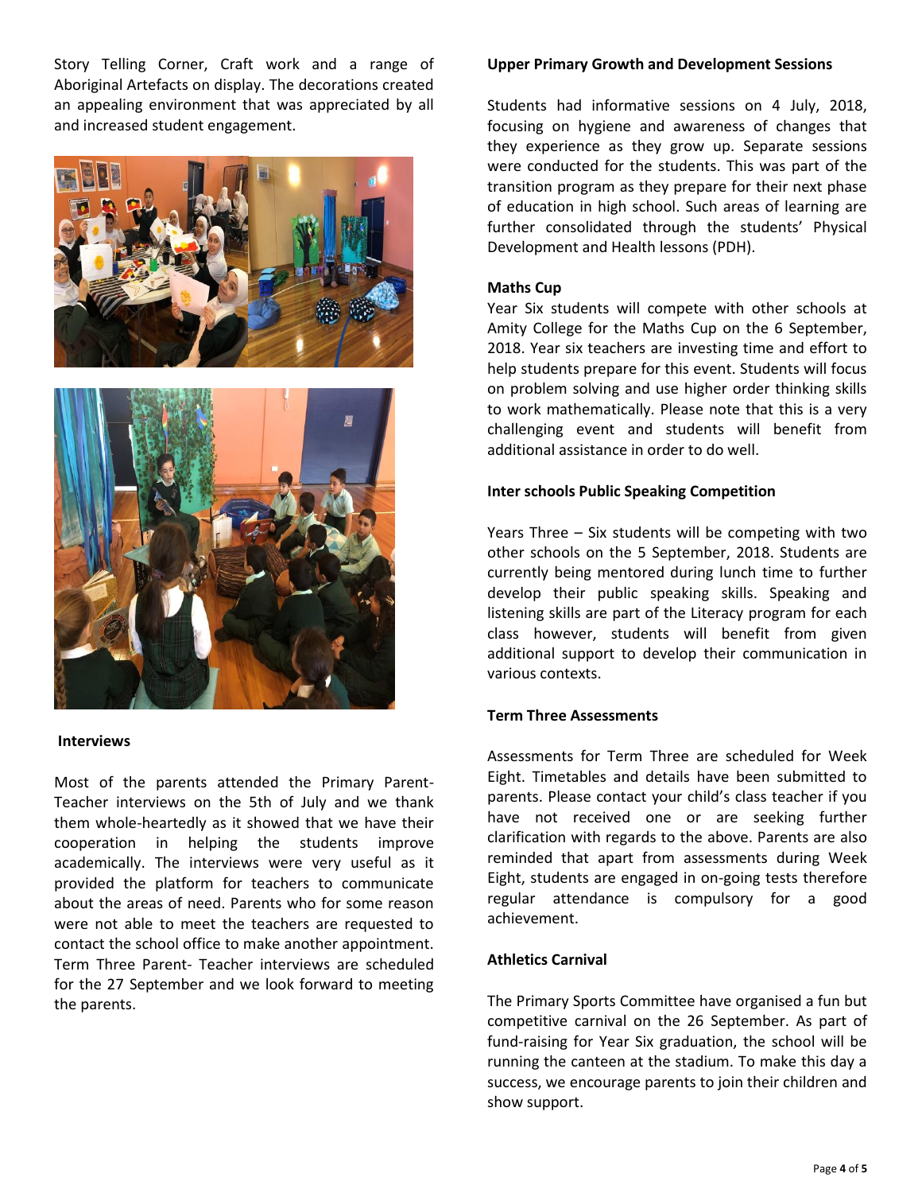Story Telling Corner, Craft work and a range of Aboriginal Artefacts on display. The decorations created an appealing environment that was appreciated by all and increased student engagement.

**Interviews**

Most of the parents attended the Primary Parent-Teacher interviews on the 5th of July and we thank them whole-heartedly as it showed that we have their cooperation in helping the students improve academically. The interviews were very useful as it provided the platform for teachers to communicate about the areas of need. Parents who for some reason were not able to meet the teachers are requested to contact the school office to make another appointment. Term Three Parent- Teacher interviews are scheduled for the 27 September and we look forward to meeting the parents.

**Upper Primary Growth and Development Sessions**

Students had informative sessions on 4 July, 2018, focusing on hygiene and awareness of changes that they experience as they grow up. Separate sessions were conducted for the students. This was part of the transition program as they prepare for their next phase of education in high school. Such areas of learning are further consolidated through the students' Physical Development and Health lessons (PDH).

**Maths Cup**

Year Six students will compete with other schools at Amity College for the Maths Cup on the 6 September, 2018. Year six teachers are investing time and effort to help students prepare for this event. Students will focus on problem solving and use higher order thinking skills to work mathematically. Please note that this is a very challenging event and students will benefit from additional assistance in order to do well.

**Inter schools Public Speaking Competition**

Years Three – Six students will be competing with two other schools on the 5 September, 2018. Students are currently being mentored during lunch time to further develop their public speaking skills. Speaking and listening skills are part of the Literacy program for each class however, students will benefit from given additional support to develop their communication in various contexts.

**Term Three Assessments**

Assessments for Term Three are scheduled for Week Eight. Timetables and details have been submitted to parents. Please contact your child's class teacher if you have not received one or are seeking further clarification with regards to the above. Parents are also reminded that apart from assessments during Week Eight, students are engaged in on-going tests therefore regular attendance is compulsory for a good achievement.

**Athletics Carnival**

The Primary Sports Committee have organised a fun but competitive carnival on the 26 September. As part of fund-raising for Year Six graduation, the school will be running the canteen at the stadium. To make this day a success, we encourage parents to join their children and show support.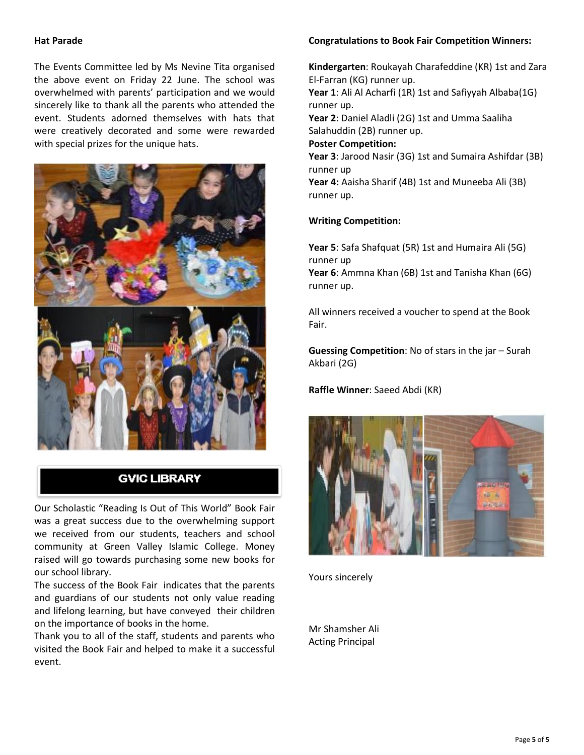## Hat Parade

The Events Committee led by Ms Nevine Tita organised the above event on Friday 22 June. The school was overwhelmed with parents' participation and we would sincerely like to thank all the parents who attended the event. Students adorned themselves with hats that were creatively decorated and some were rewarded with special prizes for the unique hats.

## GVIC LIBRARY

Our Scholastic "Reading Is Out of This World" Book Fair was a great success due to the overwhelming support we received from our students, teachers and school community at Green Valley Islamic College. Money raised will go towards purchasing some new books for our school library.

The success of the Book Fair indicates that the parents and guardians of our students not only value reading and lifelong learning, but have conveyed their children on the importance of books in the home.

Thank you to all of the staff, students and parents who visited the Book Fair and helped to make it a successful event.

**Congratulations to Book Fair Competition Winners:**

**Kindergarten**: Roukayah Charafeddine (KR) 1st and Zara El-Farran (KG) runner up.
**Year 1**: Ali Al Acharfi (1R) 1st and Safiyyah Albaba(1G) runner up.
**Year 2**: Daniel Aladli (2G) 1st and Umma Saaliha Salahuddin (2B) runner up.
**Poster Competition:**
**Year 3**: Jarood Nasir (3G) 1st and Sumaira Ashifdar (3B) runner up
**Year 4:** Aaisha Sharif (4B) 1st and Muneeba Ali (3B) runner up.

**Writing Competition:**

**Year 5**: Safa Shafquat (5R) 1st and Humaira Ali (5G) runner up
**Year 6**: Ammna Khan (6B) 1st and Tanisha Khan (6G) runner up.

All winners received a voucher to spend at the Book Fair.

**Guessing Competition**: No of stars in the jar – Surah Akbari (2G)

**Raffle Winner**: Saeed Abdi (KR)

Yours sincerely

Mr Shamsher Ali
Acting Principal